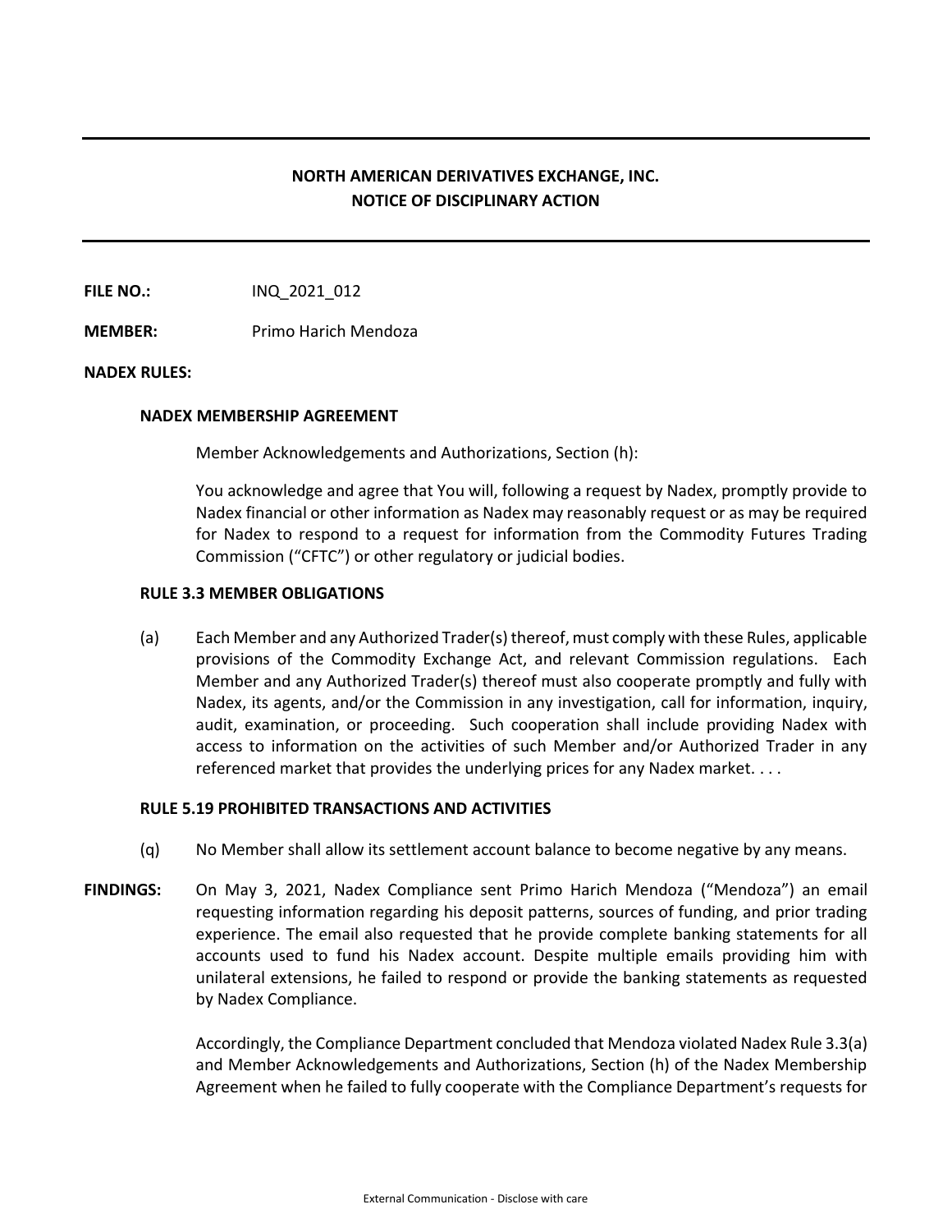# NORTH AMERICAN DERIVATIVES EXCHANGE, INC.
# NOTICE OF DISCIPLINARY ACTION

**FILE NO.:** INQ_2021_012

**MEMBER:** Primo Harich Mendoza

**NADEX RULES:**

**NADEX MEMBERSHIP AGREEMENT**

Member Acknowledgements and Authorizations, Section (h):

You acknowledge and agree that You will, following a request by Nadex, promptly provide to Nadex financial or other information as Nadex may reasonably request or as may be required for Nadex to respond to a request for information from the Commodity Futures Trading Commission ("CFTC") or other regulatory or judicial bodies.

**RULE 3.3 MEMBER OBLIGATIONS**

(a) Each Member and any Authorized Trader(s) thereof, must comply with these Rules, applicable provisions of the Commodity Exchange Act, and relevant Commission regulations. Each Member and any Authorized Trader(s) thereof must also cooperate promptly and fully with Nadex, its agents, and/or the Commission in any investigation, call for information, inquiry, audit, examination, or proceeding. Such cooperation shall include providing Nadex with access to information on the activities of such Member and/or Authorized Trader in any referenced market that provides the underlying prices for any Nadex market. . . .

**RULE 5.19 PROHIBITED TRANSACTIONS AND ACTIVITIES**

(q) No Member shall allow its settlement account balance to become negative by any means.

**FINDINGS:** On May 3, 2021, Nadex Compliance sent Primo Harich Mendoza ("Mendoza") an email requesting information regarding his deposit patterns, sources of funding, and prior trading experience. The email also requested that he provide complete banking statements for all accounts used to fund his Nadex account. Despite multiple emails providing him with unilateral extensions, he failed to respond or provide the banking statements as requested by Nadex Compliance.

Accordingly, the Compliance Department concluded that Mendoza violated Nadex Rule 3.3(a) and Member Acknowledgements and Authorizations, Section (h) of the Nadex Membership Agreement when he failed to fully cooperate with the Compliance Department's requests for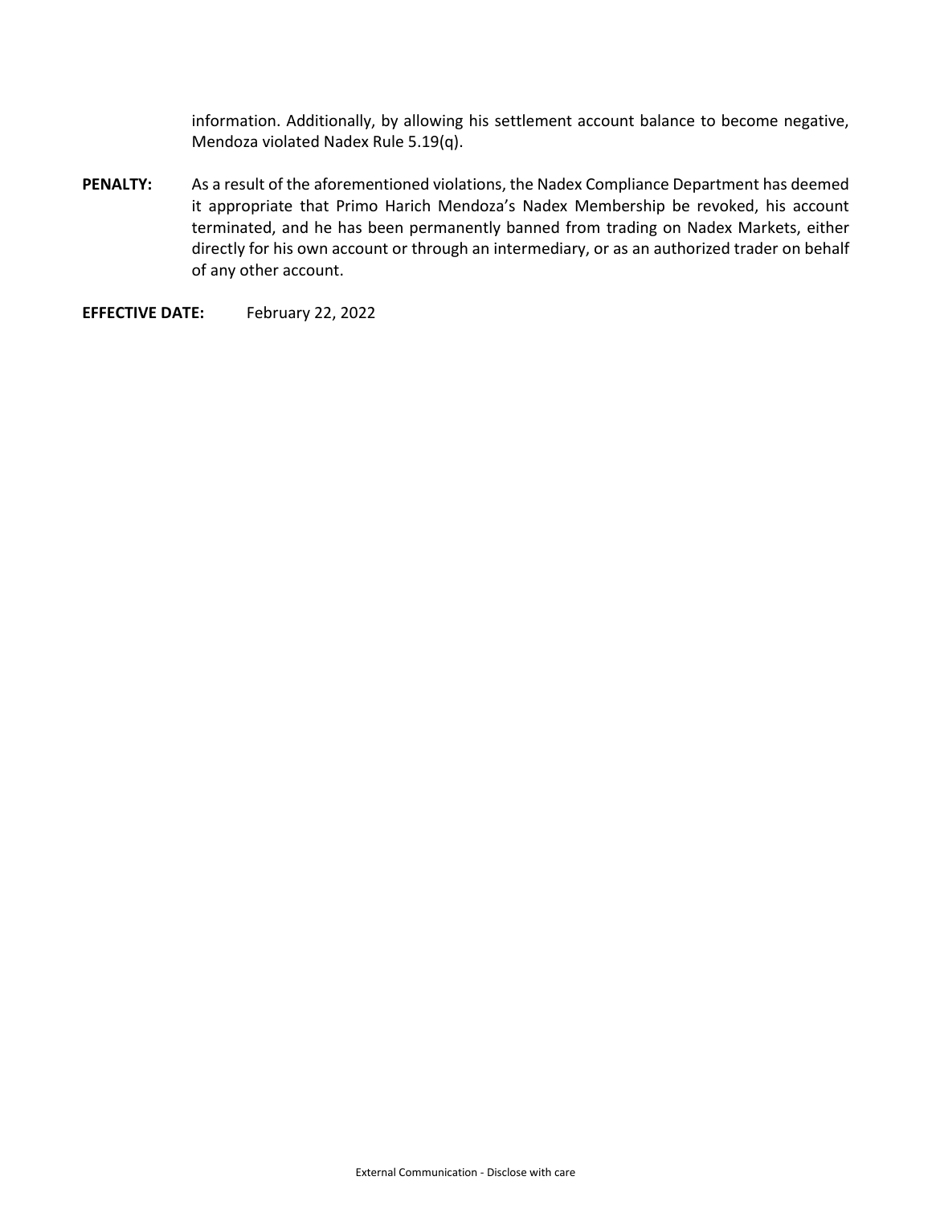information. Additionally, by allowing his settlement account balance to become negative, Mendoza violated Nadex Rule 5.19(q).

**PENALTY:** As a result of the aforementioned violations, the Nadex Compliance Department has deemed it appropriate that Primo Harich Mendoza's Nadex Membership be revoked, his account terminated, and he has been permanently banned from trading on Nadex Markets, either directly for his own account or through an intermediary, or as an authorized trader on behalf of any other account.

**EFFECTIVE DATE:** February 22, 2022